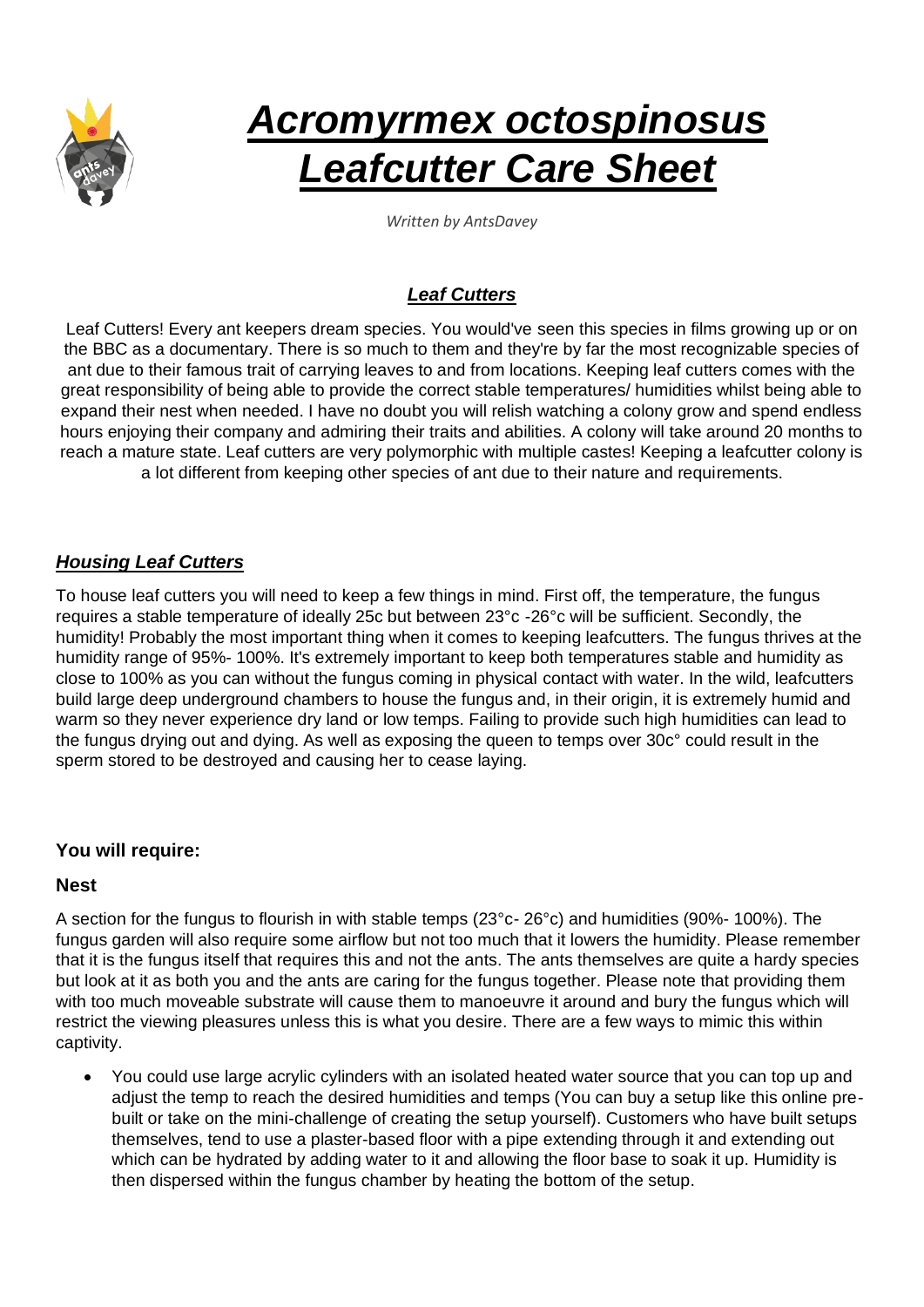# ***Acromyrmex octospinosus Leafcutter Care Sheet***

*Written by AntsDavey*

## ***Leaf Cutters***

Leaf Cutters! Every ant keepers dream species. You would've seen this species in films growing up or on the BBC as a documentary. There is so much to them and they're by far the most recognizable species of ant due to their famous trait of carrying leaves to and from locations. Keeping leaf cutters comes with the great responsibility of being able to provide the correct stable temperatures/ humidities whilst being able to expand their nest when needed. I have no doubt you will relish watching a colony grow and spend endless hours enjoying their company and admiring their traits and abilities. A colony will take around 20 months to reach a mature state. Leaf cutters are very polymorphic with multiple castes! Keeping a leafcutter colony is a lot different from keeping other species of ant due to their nature and requirements.

## ***Housing Leaf Cutters***

To house leaf cutters you will need to keep a few things in mind. First off, the temperature, the fungus requires a stable temperature of ideally 25c but between 23°c -26°c will be sufficient. Secondly, the humidity! Probably the most important thing when it comes to keeping leafcutters. The fungus thrives at the humidity range of 95%- 100%. It's extremely important to keep both temperatures stable and humidity as close to 100% as you can without the fungus coming in physical contact with water. In the wild, leafcutters build large deep underground chambers to house the fungus and, in their origin, it is extremely humid and warm so they never experience dry land or low temps. Failing to provide such high humidities can lead to the fungus drying out and dying. As well as exposing the queen to temps over 30c° could result in the sperm stored to be destroyed and causing her to cease laying.

### You will require:

### Nest

A section for the fungus to flourish in with stable temps (23°c- 26°c) and humidities (90%- 100%). The fungus garden will also require some airflow but not too much that it lowers the humidity. Please remember that it is the fungus itself that requires this and not the ants. The ants themselves are quite a hardy species but look at it as both you and the ants are caring for the fungus together. Please note that providing them with too much moveable substrate will cause them to manoeuvre it around and bury the fungus which will restrict the viewing pleasures unless this is what you desire. There are a few ways to mimic this within captivity.

- You could use large acrylic cylinders with an isolated heated water source that you can top up and adjust the temp to reach the desired humidities and temps (You can buy a setup like this online pre-built or take on the mini-challenge of creating the setup yourself). Customers who have built setups themselves, tend to use a plaster-based floor with a pipe extending through it and extending out which can be hydrated by adding water to it and allowing the floor base to soak it up. Humidity is then dispersed within the fungus chamber by heating the bottom of the setup.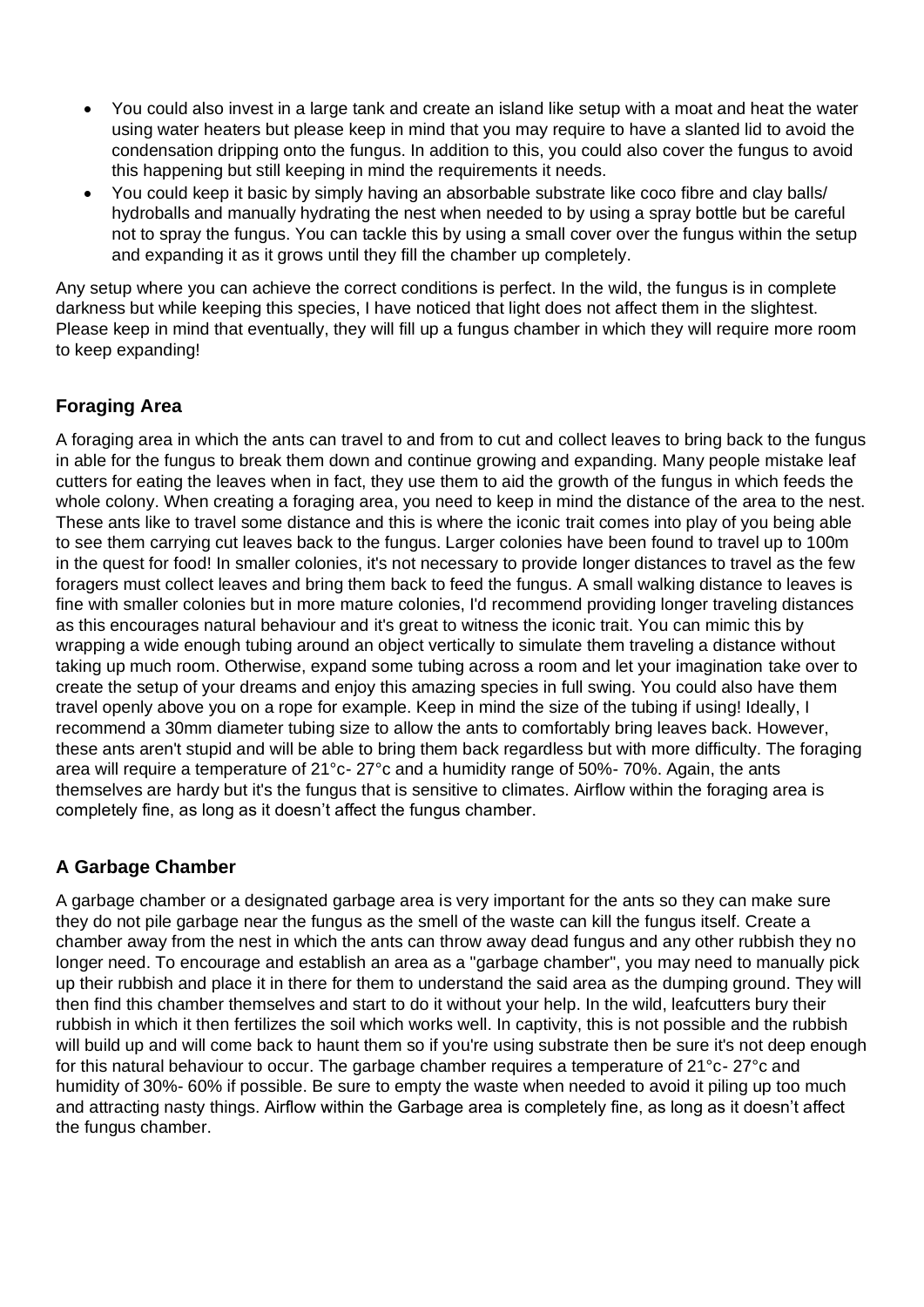- You could also invest in a large tank and create an island like setup with a moat and heat the water using water heaters but please keep in mind that you may require to have a slanted lid to avoid the condensation dripping onto the fungus. In addition to this, you could also cover the fungus to avoid this happening but still keeping in mind the requirements it needs.
- You could keep it basic by simply having an absorbable substrate like coco fibre and clay balls/ hydroballs and manually hydrating the nest when needed to by using a spray bottle but be careful not to spray the fungus. You can tackle this by using a small cover over the fungus within the setup and expanding it as it grows until they fill the chamber up completely.

Any setup where you can achieve the correct conditions is perfect. In the wild, the fungus is in complete darkness but while keeping this species, I have noticed that light does not affect them in the slightest. Please keep in mind that eventually, they will fill up a fungus chamber in which they will require more room to keep expanding!

### Foraging Area

A foraging area in which the ants can travel to and from to cut and collect leaves to bring back to the fungus in able for the fungus to break them down and continue growing and expanding. Many people mistake leaf cutters for eating the leaves when in fact, they use them to aid the growth of the fungus in which feeds the whole colony. When creating a foraging area, you need to keep in mind the distance of the area to the nest. These ants like to travel some distance and this is where the iconic trait comes into play of you being able to see them carrying cut leaves back to the fungus. Larger colonies have been found to travel up to 100m in the quest for food! In smaller colonies, it's not necessary to provide longer distances to travel as the few foragers must collect leaves and bring them back to feed the fungus. A small walking distance to leaves is fine with smaller colonies but in more mature colonies, I'd recommend providing longer traveling distances as this encourages natural behaviour and it's great to witness the iconic trait. You can mimic this by wrapping a wide enough tubing around an object vertically to simulate them traveling a distance without taking up much room. Otherwise, expand some tubing across a room and let your imagination take over to create the setup of your dreams and enjoy this amazing species in full swing. You could also have them travel openly above you on a rope for example. Keep in mind the size of the tubing if using! Ideally, I recommend a 30mm diameter tubing size to allow the ants to comfortably bring leaves back. However, these ants aren't stupid and will be able to bring them back regardless but with more difficulty. The foraging area will require a temperature of 21°c- 27°c and a humidity range of 50%- 70%. Again, the ants themselves are hardy but it's the fungus that is sensitive to climates. Airflow within the foraging area is completely fine, as long as it doesn't affect the fungus chamber.

### A Garbage Chamber

A garbage chamber or a designated garbage area is very important for the ants so they can make sure they do not pile garbage near the fungus as the smell of the waste can kill the fungus itself. Create a chamber away from the nest in which the ants can throw away dead fungus and any other rubbish they no longer need. To encourage and establish an area as a "garbage chamber", you may need to manually pick up their rubbish and place it in there for them to understand the said area as the dumping ground. They will then find this chamber themselves and start to do it without your help. In the wild, leafcutters bury their rubbish in which it then fertilizes the soil which works well. In captivity, this is not possible and the rubbish will build up and will come back to haunt them so if you're using substrate then be sure it's not deep enough for this natural behaviour to occur. The garbage chamber requires a temperature of 21°c- 27°c and humidity of 30%- 60% if possible. Be sure to empty the waste when needed to avoid it piling up too much and attracting nasty things. Airflow within the Garbage area is completely fine, as long as it doesn't affect the fungus chamber.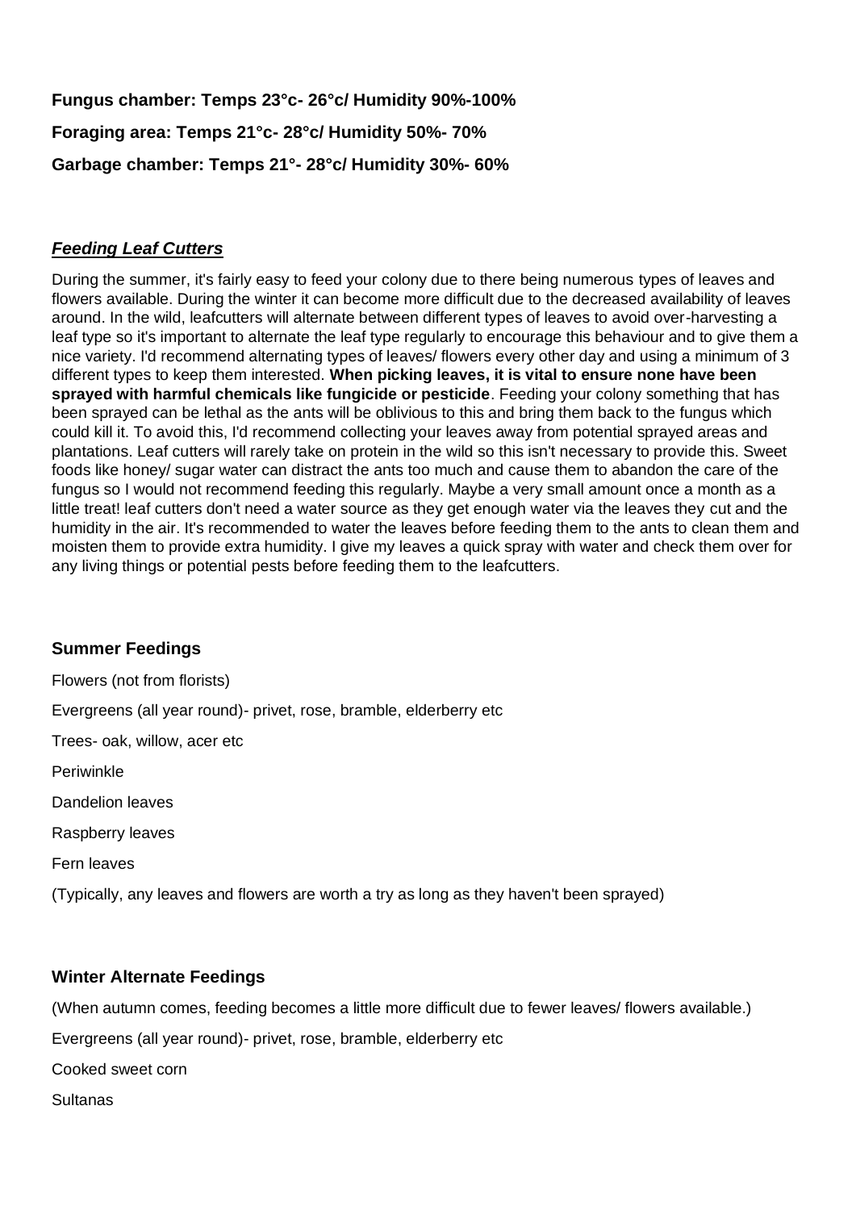**Fungus chamber: Temps 23°c- 26°c/ Humidity 90%-100%**

**Foraging area: Temps 21°c- 28°c/ Humidity 50%- 70%**

**Garbage chamber: Temps 21°- 28°c/ Humidity 30%- 60%**

## ***Feeding Leaf Cutters***

During the summer, it's fairly easy to feed your colony due to there being numerous types of leaves and flowers available. During the winter it can become more difficult due to the decreased availability of leaves around. In the wild, leafcutters will alternate between different types of leaves to avoid over-harvesting a leaf type so it's important to alternate the leaf type regularly to encourage this behaviour and to give them a nice variety. I'd recommend alternating types of leaves/ flowers every other day and using a minimum of 3 different types to keep them interested. **When picking leaves, it is vital to ensure none have been sprayed with harmful chemicals like fungicide or pesticide**. Feeding your colony something that has been sprayed can be lethal as the ants will be oblivious to this and bring them back to the fungus which could kill it. To avoid this, I'd recommend collecting your leaves away from potential sprayed areas and plantations. Leaf cutters will rarely take on protein in the wild so this isn't necessary to provide this. Sweet foods like honey/ sugar water can distract the ants too much and cause them to abandon the care of the fungus so I would not recommend feeding this regularly. Maybe a very small amount once a month as a little treat! leaf cutters don't need a water source as they get enough water via the leaves they cut and the humidity in the air. It's recommended to water the leaves before feeding them to the ants to clean them and moisten them to provide extra humidity. I give my leaves a quick spray with water and check them over for any living things or potential pests before feeding them to the leafcutters.

### **Summer Feedings**

Flowers (not from florists)

Evergreens (all year round)- privet, rose, bramble, elderberry etc

Trees- oak, willow, acer etc

Periwinkle

Dandelion leaves

Raspberry leaves

Fern leaves

(Typically, any leaves and flowers are worth a try as long as they haven't been sprayed)

### **Winter Alternate Feedings**

(When autumn comes, feeding becomes a little more difficult due to fewer leaves/ flowers available.)

Evergreens (all year round)- privet, rose, bramble, elderberry etc

Cooked sweet corn

Sultanas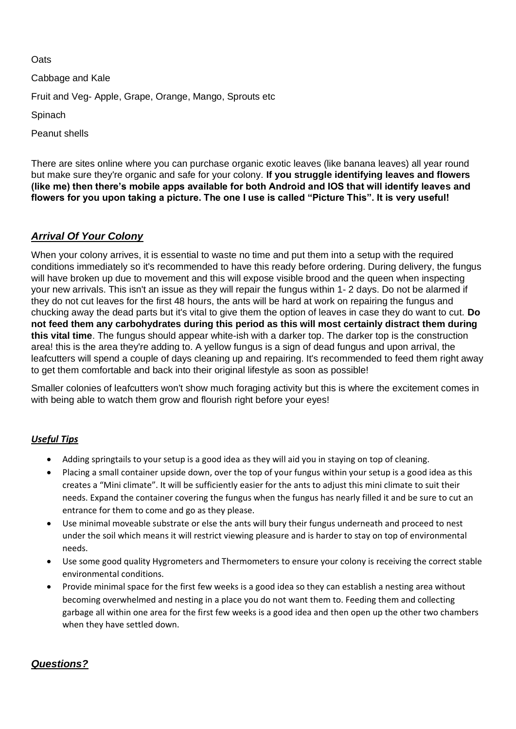Oats

Cabbage and Kale

Fruit and Veg- Apple, Grape, Orange, Mango, Sprouts etc

Spinach

Peanut shells

There are sites online where you can purchase organic exotic leaves (like banana leaves) all year round but make sure they're organic and safe for your colony. **If you struggle identifying leaves and flowers (like me) then there's mobile apps available for both Android and IOS that will identify leaves and flowers for you upon taking a picture. The one I use is called "Picture This". It is very useful!**

## ***Arrival Of Your Colony***

When your colony arrives, it is essential to waste no time and put them into a setup with the required conditions immediately so it's recommended to have this ready before ordering. During delivery, the fungus will have broken up due to movement and this will expose visible brood and the queen when inspecting your new arrivals. This isn't an issue as they will repair the fungus within 1- 2 days. Do not be alarmed if they do not cut leaves for the first 48 hours, the ants will be hard at work on repairing the fungus and chucking away the dead parts but it's vital to give them the option of leaves in case they do want to cut. **Do not feed them any carbohydrates during this period as this will most certainly distract them during this vital time**. The fungus should appear white-ish with a darker top. The darker top is the construction area! this is the area they're adding to. A yellow fungus is a sign of dead fungus and upon arrival, the leafcutters will spend a couple of days cleaning up and repairing. It's recommended to feed them right away to get them comfortable and back into their original lifestyle as soon as possible!

Smaller colonies of leafcutters won't show much foraging activity but this is where the excitement comes in with being able to watch them grow and flourish right before your eyes!

### ***Useful Tips***

- Adding springtails to your setup is a good idea as they will aid you in staying on top of cleaning.
- Placing a small container upside down, over the top of your fungus within your setup is a good idea as this creates a "Mini climate". It will be sufficiently easier for the ants to adjust this mini climate to suit their needs. Expand the container covering the fungus when the fungus has nearly filled it and be sure to cut an entrance for them to come and go as they please.
- Use minimal moveable substrate or else the ants will bury their fungus underneath and proceed to nest under the soil which means it will restrict viewing pleasure and is harder to stay on top of environmental needs.
- Use some good quality Hygrometers and Thermometers to ensure your colony is receiving the correct stable environmental conditions.
- Provide minimal space for the first few weeks is a good idea so they can establish a nesting area without becoming overwhelmed and nesting in a place you do not want them to. Feeding them and collecting garbage all within one area for the first few weeks is a good idea and then open up the other two chambers when they have settled down.

## ***Questions?***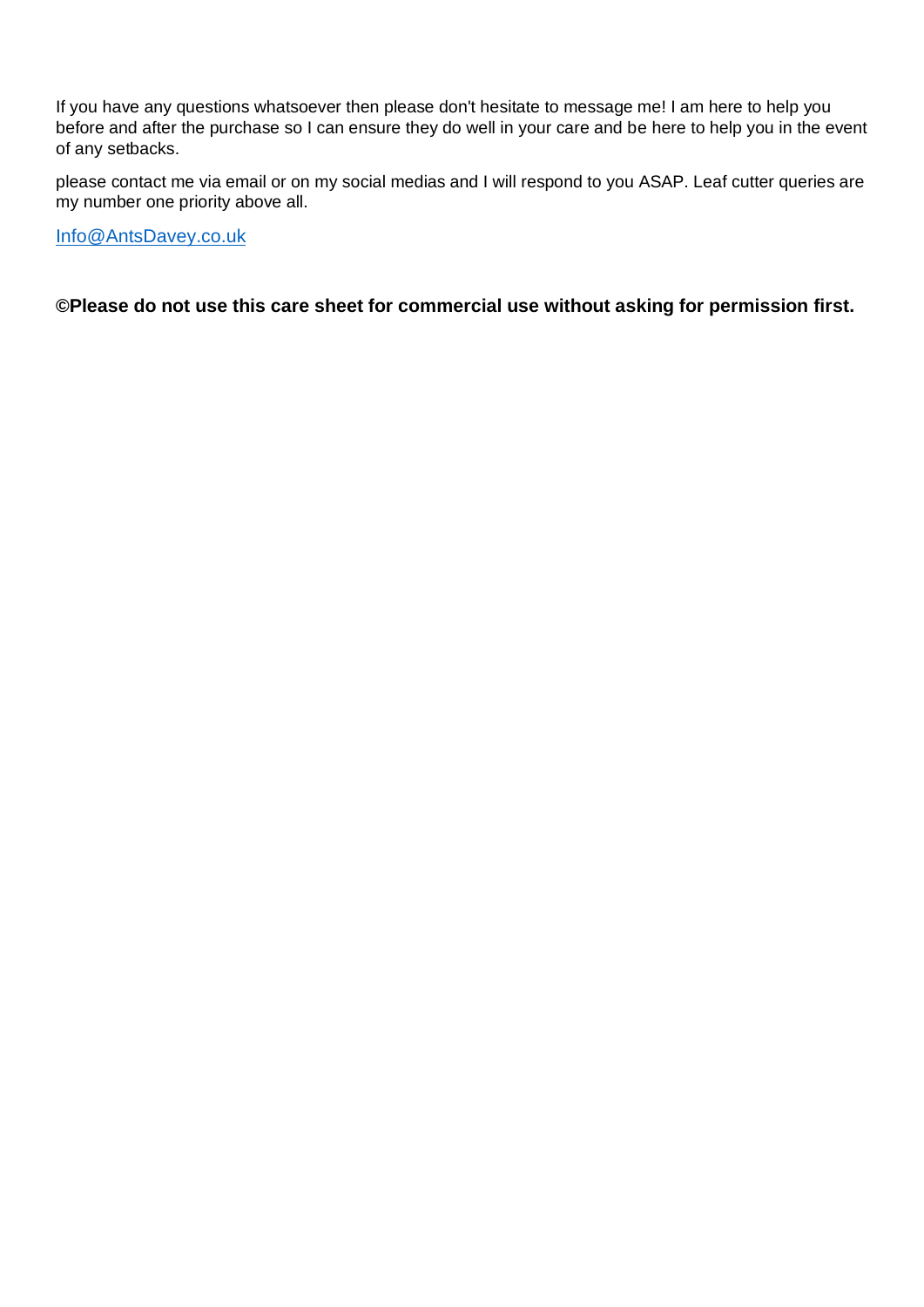If you have any questions whatsoever then please don't hesitate to message me! I am here to help you before and after the purchase so I can ensure they do well in your care and be here to help you in the event of any setbacks.

please contact me via email or on my social medias and I will respond to you ASAP. Leaf cutter queries are my number one priority above all.

[Info@AntsDavey.co.uk](mailto:Info@AntsDavey.co.uk)

**©Please do not use this care sheet for commercial use without asking for permission first.**